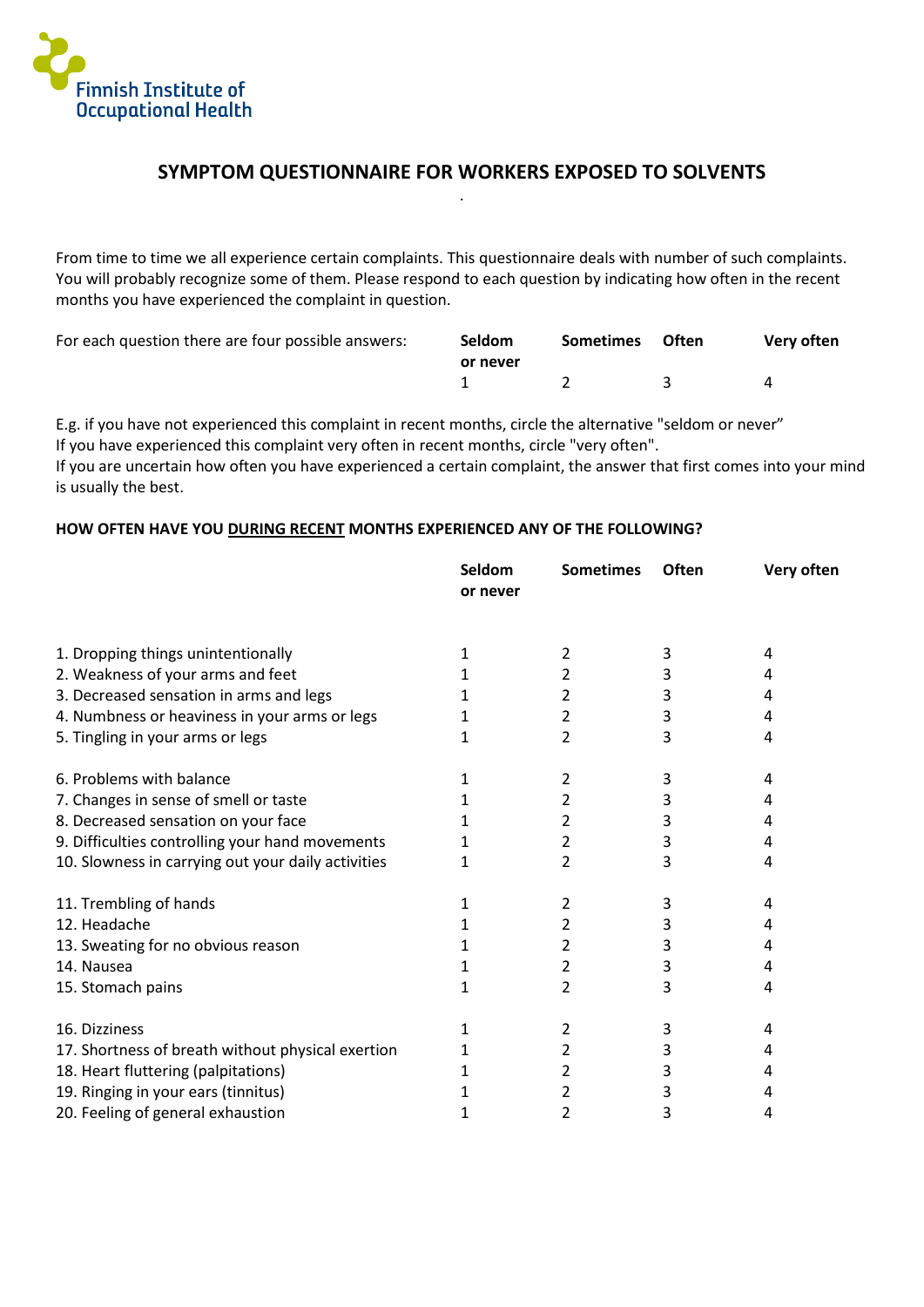Finnish Institute of Occupational Health

# SYMPTOM QUESTIONNAIRE FOR WORKERS EXPOSED TO SOLVENTS

From time to time we all experience certain complaints. This questionnaire deals with number of such complaints. You will probably recognize some of them. Please respond to each question by indicating how often in the recent months you have experienced the complaint in question.

| For each question there are four possible answers: | Seldom or never | Sometimes | Often | Very often |
|---|---|---|---|---|
| | 1 | 2 | 3 | 4 |

E.g. if you have not experienced this complaint in recent months, circle the alternative "seldom or never"
If you have experienced this complaint very often in recent months, circle "very often".
If you are uncertain how often you have experienced a certain complaint, the answer that first comes into your mind is usually the best.

**HOW OFTEN HAVE YOU <u>DURING RECENT</u> MONTHS EXPERIENCED ANY OF THE FOLLOWING?**

| | Seldom or never | Sometimes | Often | Very often |
|---|---|---|---|---|
| 1. Dropping things unintentionally | 1 | 2 | 3 | 4 |
| 2. Weakness of your arms and feet | 1 | 2 | 3 | 4 |
| 3. Decreased sensation in arms and legs | 1 | 2 | 3 | 4 |
| 4. Numbness or heaviness in your arms or legs | 1 | 2 | 3 | 4 |
| 5. Tingling in your arms or legs | 1 | 2 | 3 | 4 |
| 6. Problems with balance | 1 | 2 | 3 | 4 |
| 7. Changes in sense of smell or taste | 1 | 2 | 3 | 4 |
| 8. Decreased sensation on your face | 1 | 2 | 3 | 4 |
| 9. Difficulties controlling your hand movements | 1 | 2 | 3 | 4 |
| 10. Slowness in carrying out your daily activities | 1 | 2 | 3 | 4 |
| 11. Trembling of hands | 1 | 2 | 3 | 4 |
| 12. Headache | 1 | 2 | 3 | 4 |
| 13. Sweating for no obvious reason | 1 | 2 | 3 | 4 |
| 14. Nausea | 1 | 2 | 3 | 4 |
| 15. Stomach pains | 1 | 2 | 3 | 4 |
| 16. Dizziness | 1 | 2 | 3 | 4 |
| 17. Shortness of breath without physical exertion | 1 | 2 | 3 | 4 |
| 18. Heart fluttering (palpitations) | 1 | 2 | 3 | 4 |
| 19. Ringing in your ears (tinnitus) | 1 | 2 | 3 | 4 |
| 20. Feeling of general exhaustion | 1 | 2 | 3 | 4 |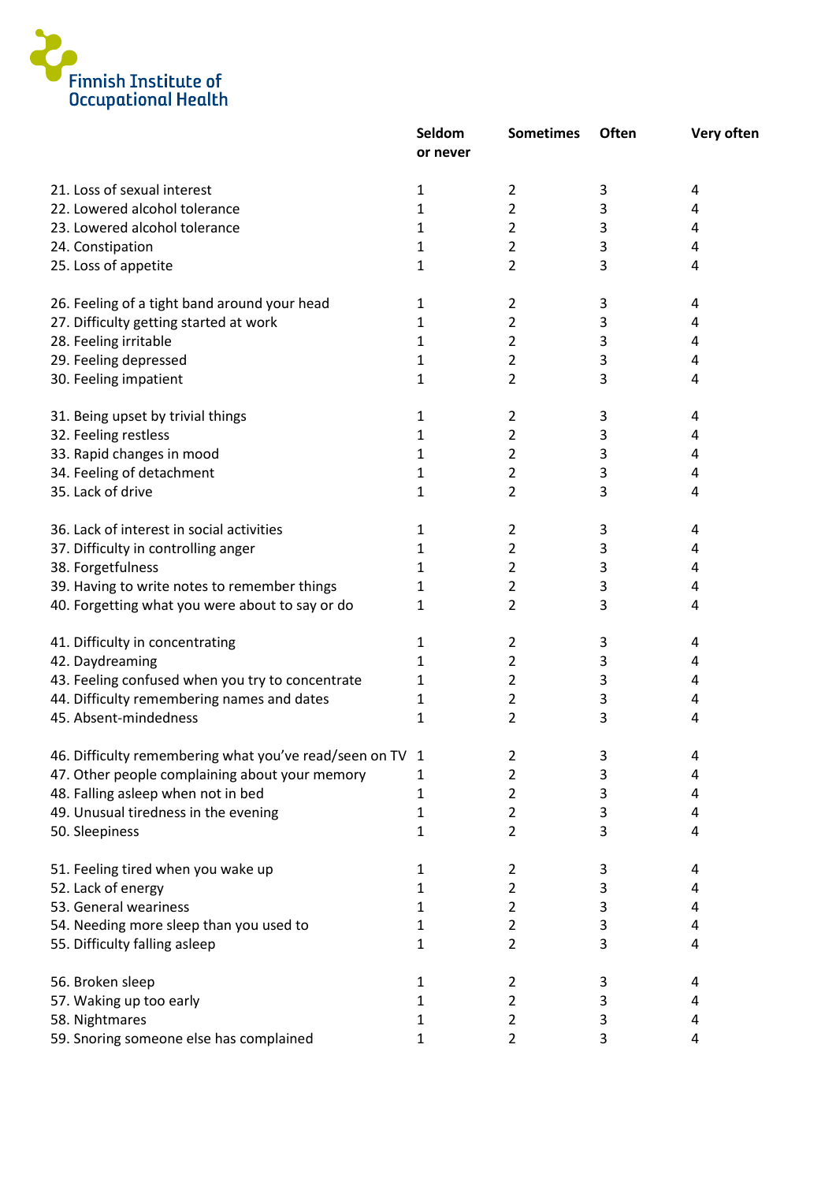Finnish Institute of Occupational Health

| | Seldom or never | Sometimes | Often | Very often |
|---|---|---|---|---|
| 21. Loss of sexual interest | 1 | 2 | 3 | 4 |
| 22. Lowered alcohol tolerance | 1 | 2 | 3 | 4 |
| 23. Lowered alcohol tolerance | 1 | 2 | 3 | 4 |
| 24. Constipation | 1 | 2 | 3 | 4 |
| 25. Loss of appetite | 1 | 2 | 3 | 4 |
| 26. Feeling of a tight band around your head | 1 | 2 | 3 | 4 |
| 27. Difficulty getting started at work | 1 | 2 | 3 | 4 |
| 28. Feeling irritable | 1 | 2 | 3 | 4 |
| 29. Feeling depressed | 1 | 2 | 3 | 4 |
| 30. Feeling impatient | 1 | 2 | 3 | 4 |
| 31. Being upset by trivial things | 1 | 2 | 3 | 4 |
| 32. Feeling restless | 1 | 2 | 3 | 4 |
| 33. Rapid changes in mood | 1 | 2 | 3 | 4 |
| 34. Feeling of detachment | 1 | 2 | 3 | 4 |
| 35. Lack of drive | 1 | 2 | 3 | 4 |
| 36. Lack of interest in social activities | 1 | 2 | 3 | 4 |
| 37. Difficulty in controlling anger | 1 | 2 | 3 | 4 |
| 38. Forgetfulness | 1 | 2 | 3 | 4 |
| 39. Having to write notes to remember things | 1 | 2 | 3 | 4 |
| 40. Forgetting what you were about to say or do | 1 | 2 | 3 | 4 |
| 41. Difficulty in concentrating | 1 | 2 | 3 | 4 |
| 42. Daydreaming | 1 | 2 | 3 | 4 |
| 43. Feeling confused when you try to concentrate | 1 | 2 | 3 | 4 |
| 44. Difficulty remembering names and dates | 1 | 2 | 3 | 4 |
| 45. Absent-mindedness | 1 | 2 | 3 | 4 |
| 46. Difficulty remembering what you've read/seen on TV | 1 | 2 | 3 | 4 |
| 47. Other people complaining about your memory | 1 | 2 | 3 | 4 |
| 48. Falling asleep when not in bed | 1 | 2 | 3 | 4 |
| 49. Unusual tiredness in the evening | 1 | 2 | 3 | 4 |
| 50. Sleepiness | 1 | 2 | 3 | 4 |
| 51. Feeling tired when you wake up | 1 | 2 | 3 | 4 |
| 52. Lack of energy | 1 | 2 | 3 | 4 |
| 53. General weariness | 1 | 2 | 3 | 4 |
| 54. Needing more sleep than you used to | 1 | 2 | 3 | 4 |
| 55. Difficulty falling asleep | 1 | 2 | 3 | 4 |
| 56. Broken sleep | 1 | 2 | 3 | 4 |
| 57. Waking up too early | 1 | 2 | 3 | 4 |
| 58. Nightmares | 1 | 2 | 3 | 4 |
| 59. Snoring someone else has complained | 1 | 2 | 3 | 4 |